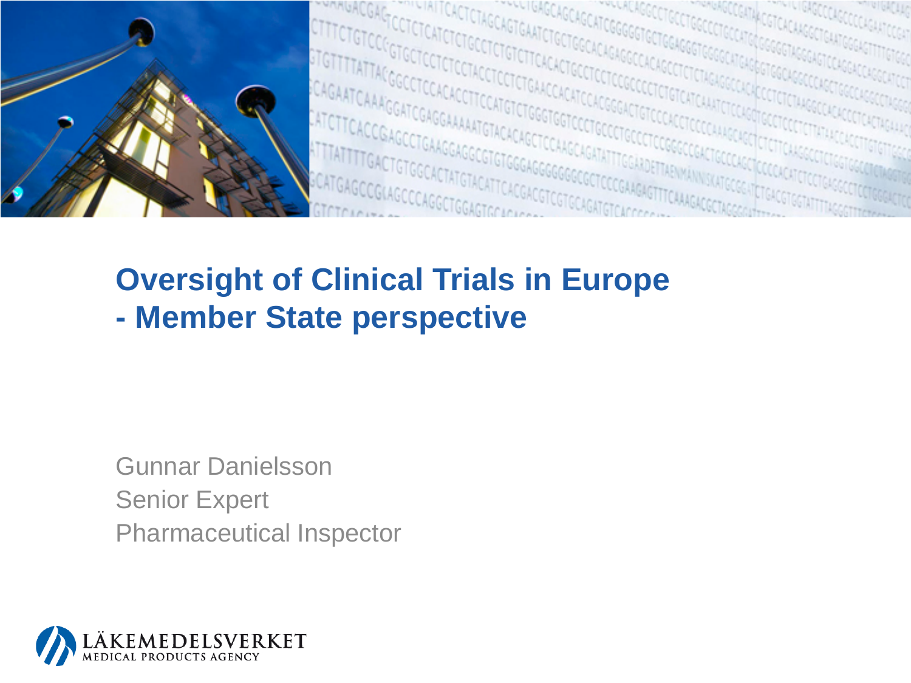# Oversight of Clinical Trials in Europe
# - Member State perspective

Gunnar Danielsson
Senior Expert
Pharmaceutical Inspector

LÄKEMEDELSVERKET
MEDICAL PRODUCTS AGENCY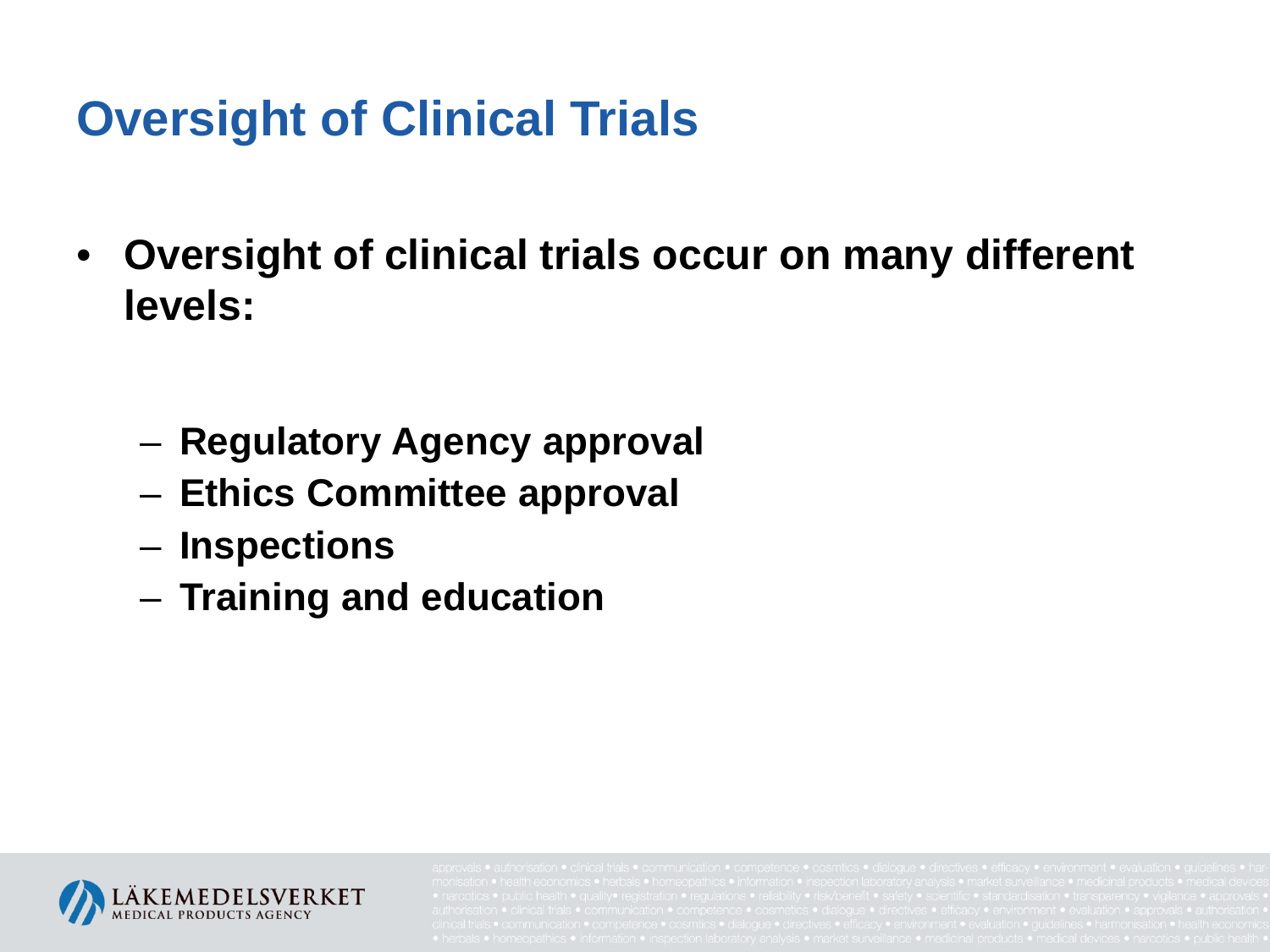# Oversight of Clinical Trials

- **Oversight of clinical trials occur on many different levels:**
  - **Regulatory Agency approval**
  - **Ethics Committee approval**
  - **Inspections**
  - **Training and education**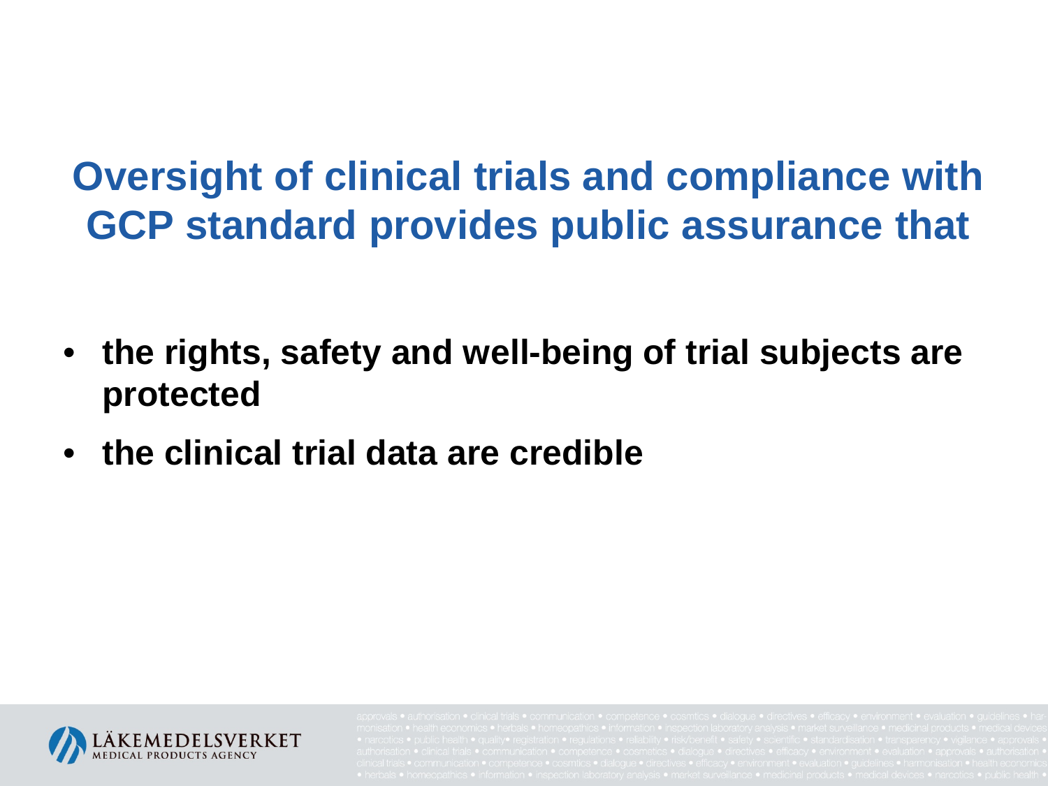# Oversight of clinical trials and compliance with GCP standard provides public assurance that

- **the rights, safety and well-being of trial subjects are protected**
- **the clinical trial data are credible**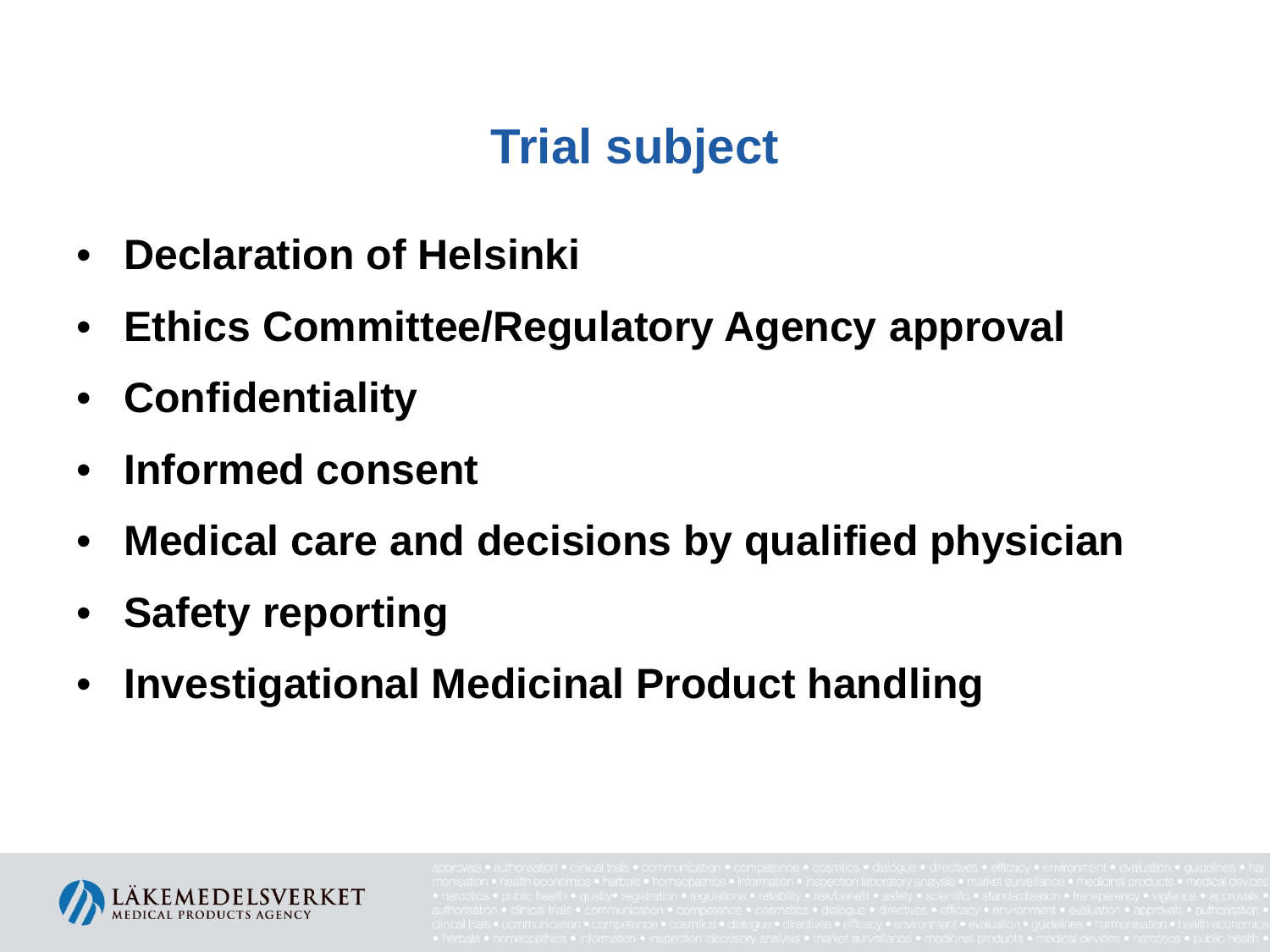# Trial subject

- **Declaration of Helsinki**
- **Ethics Committee/Regulatory Agency approval**
- **Confidentiality**
- **Informed consent**
- **Medical care and decisions by qualified physician**
- **Safety reporting**
- **Investigational Medicinal Product handling**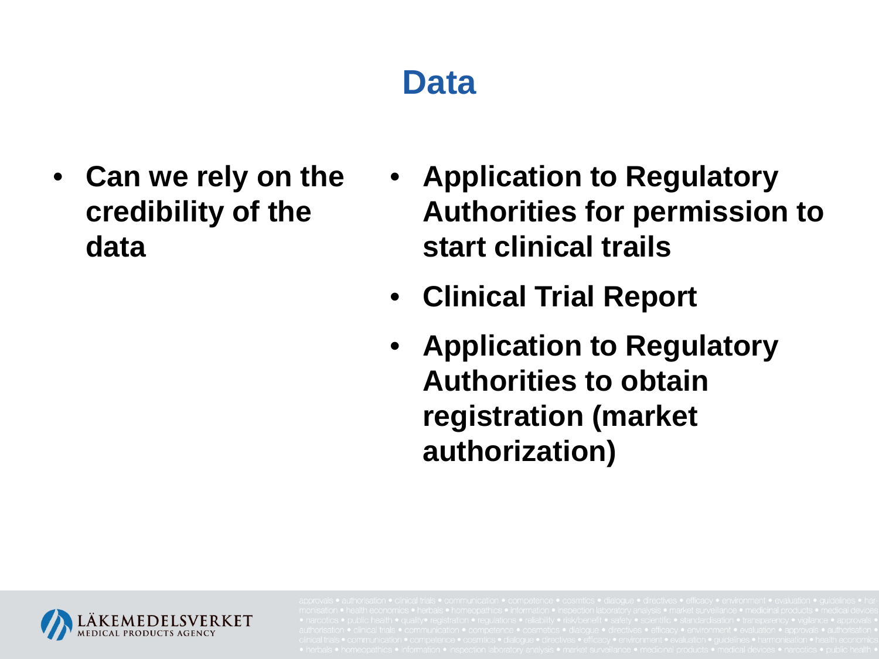# Data

- **Can we rely on the credibility of the data**

- **Application to Regulatory Authorities for permission to start clinical trails**
- **Clinical Trial Report**
- **Application to Regulatory Authorities to obtain registration (market authorization)**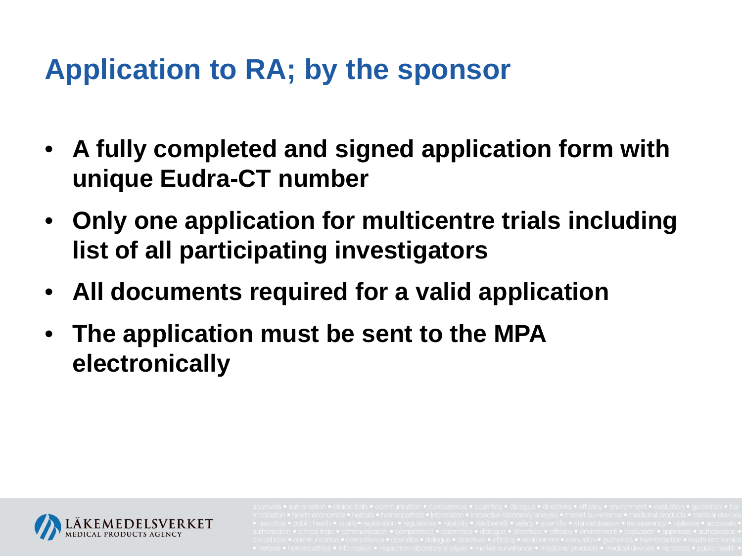# Application to RA; by the sponsor

- **A fully completed and signed application form with unique Eudra-CT number**
- **Only one application for multicentre trials including list of all participating investigators**
- **All documents required for a valid application**
- **The application must be sent to the MPA electronically**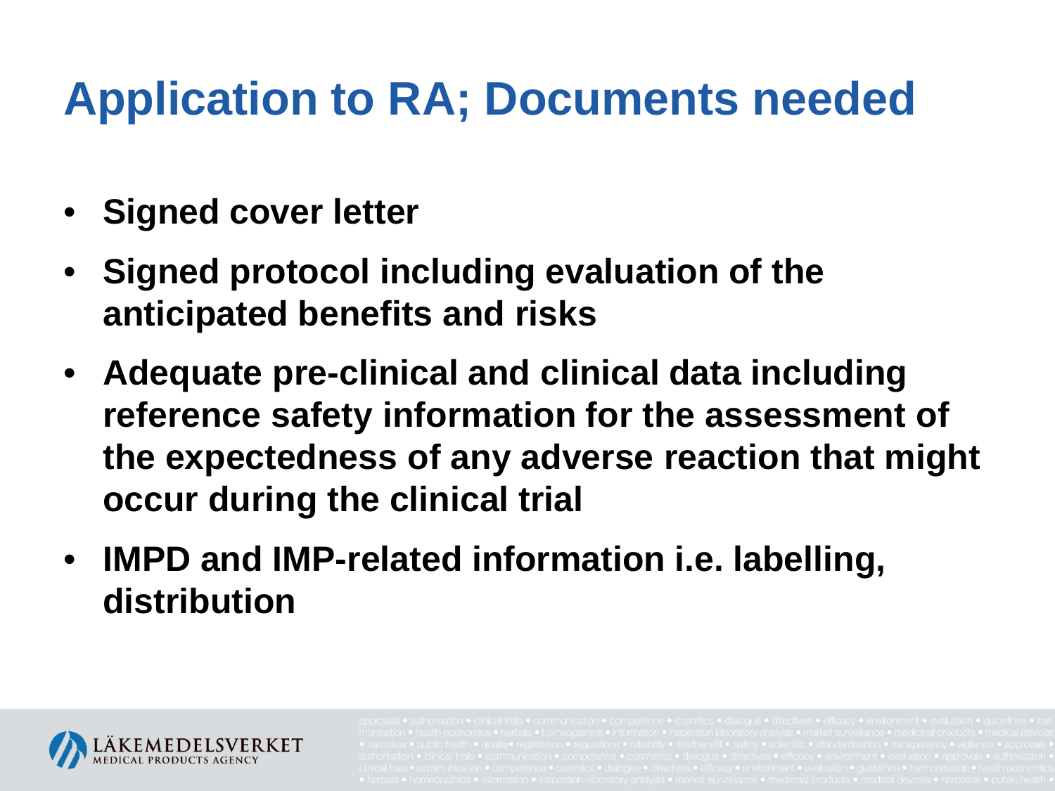# Application to RA; Documents needed

- **Signed cover letter**
- **Signed protocol including evaluation of the anticipated benefits and risks**
- **Adequate pre-clinical and clinical data including reference safety information for the assessment of the expectedness of any adverse reaction that might occur during the clinical trial**
- **IMPD and IMP-related information i.e. labelling, distribution**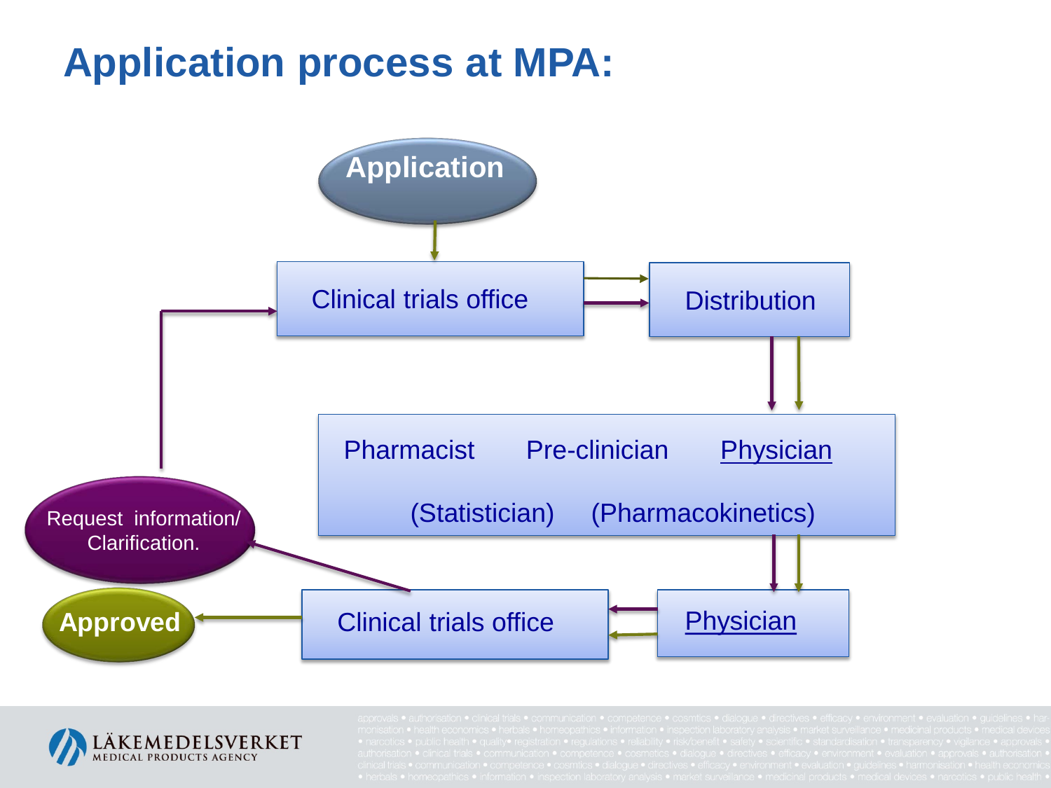# Application process at MPA:

Application

Clinical trials office

Distribution

Pharmacist Pre-clinician Physician

(Statistician) (Pharmacokinetics)

Request information/ Clarification.

Approved

Clinical trials office

Physician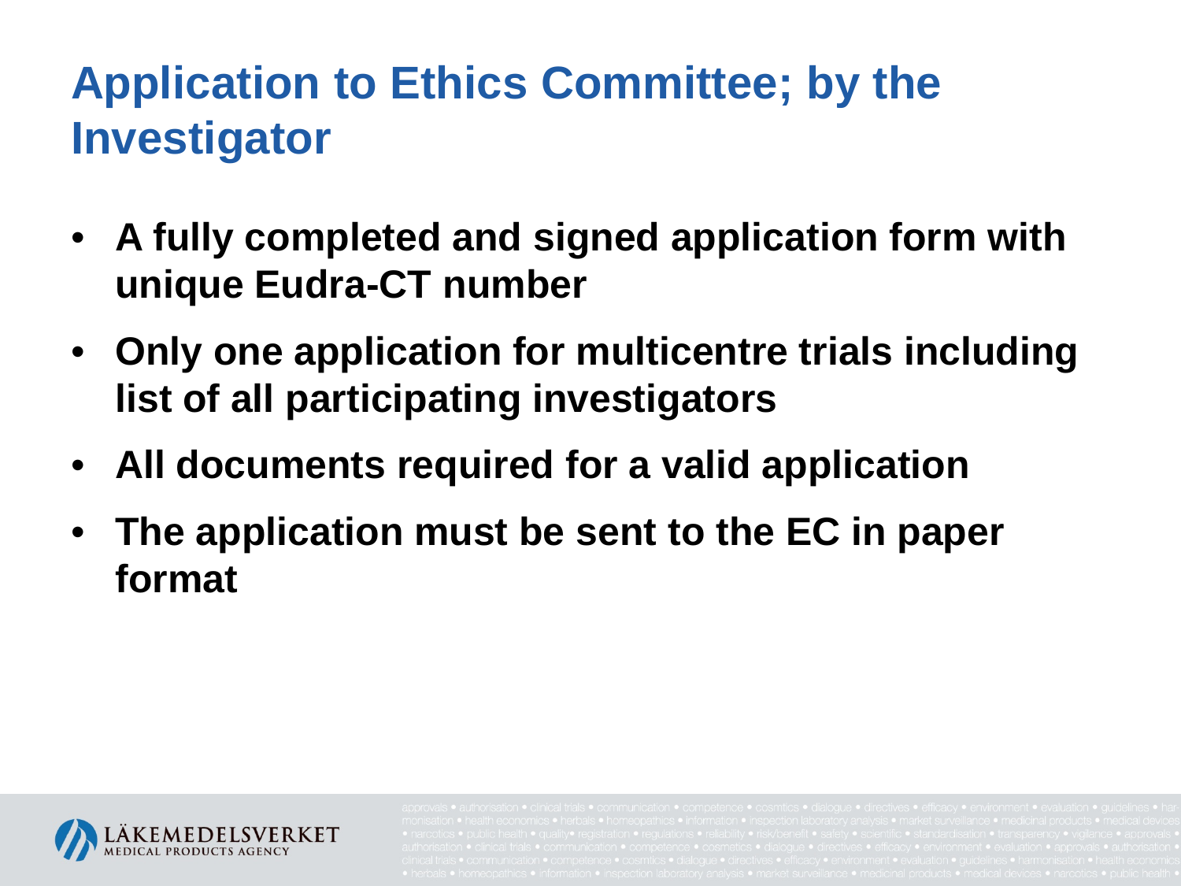# Application to Ethics Committee; by the Investigator

- **A fully completed and signed application form with unique Eudra-CT number**
- **Only one application for multicentre trials including list of all participating investigators**
- **All documents required for a valid application**
- **The application must be sent to the EC in paper format**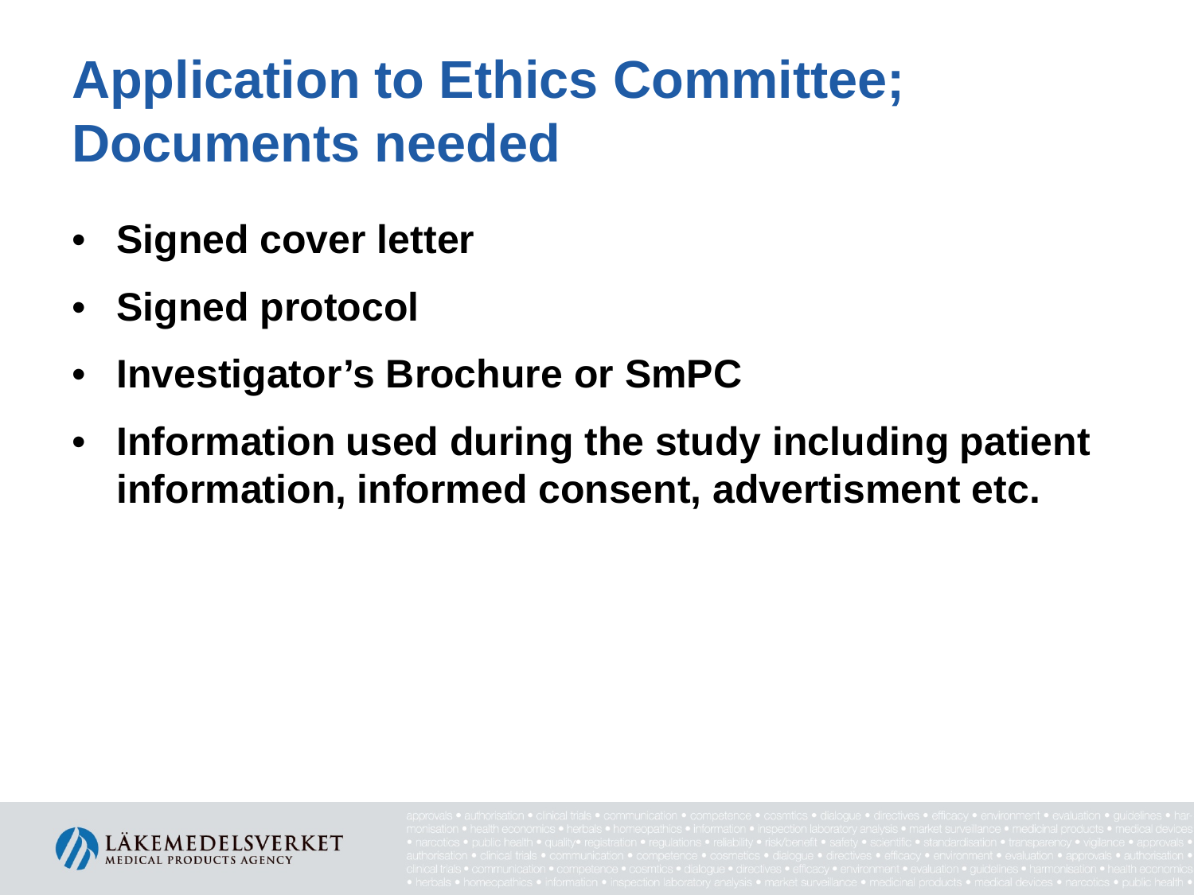# Application to Ethics Committee; Documents needed

- **Signed cover letter**
- **Signed protocol**
- **Investigator's Brochure or SmPC**
- **Information used during the study including patient information, informed consent, advertisment etc.**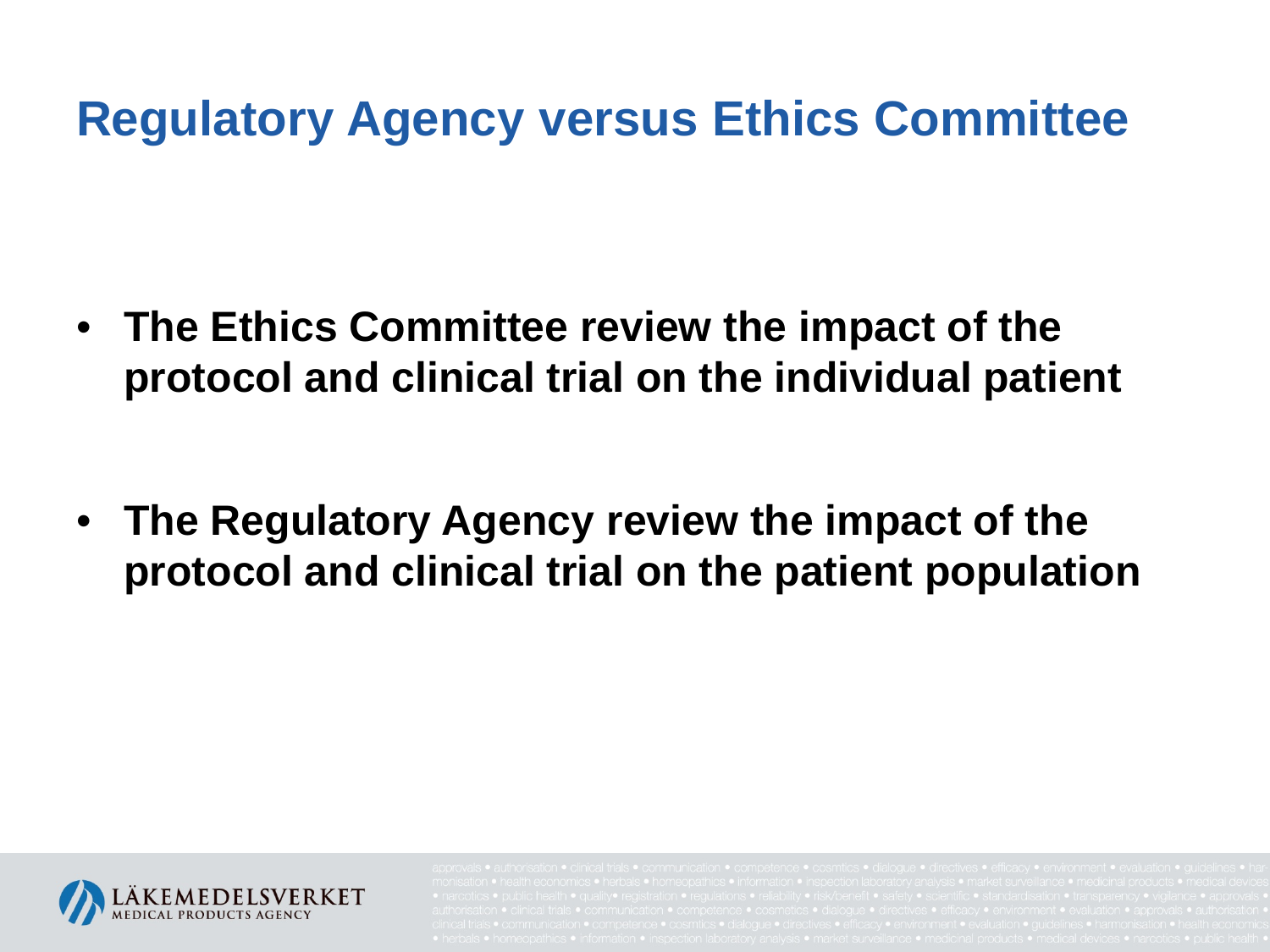# Regulatory Agency versus Ethics Committee

- **The Ethics Committee review the impact of the protocol and clinical trial on the individual patient**
- **The Regulatory Agency review the impact of the protocol and clinical trial on the patient population**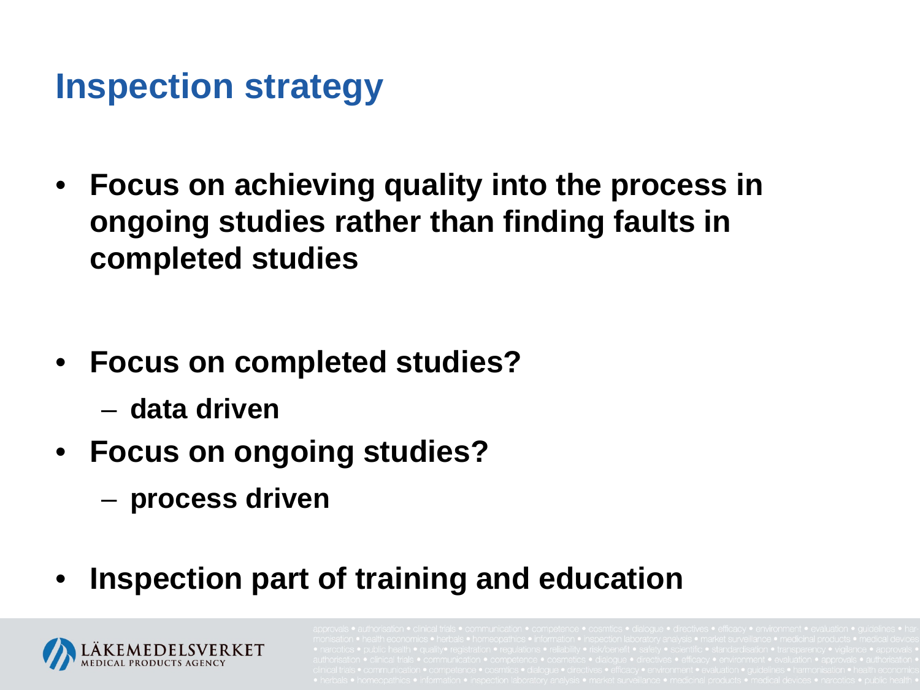# Inspection strategy

- **Focus on achieving quality into the process in ongoing studies rather than finding faults in completed studies**

- **Focus on completed studies?**
  - **data driven**
- **Focus on ongoing studies?**
  - **process driven**

- **Inspection part of training and education**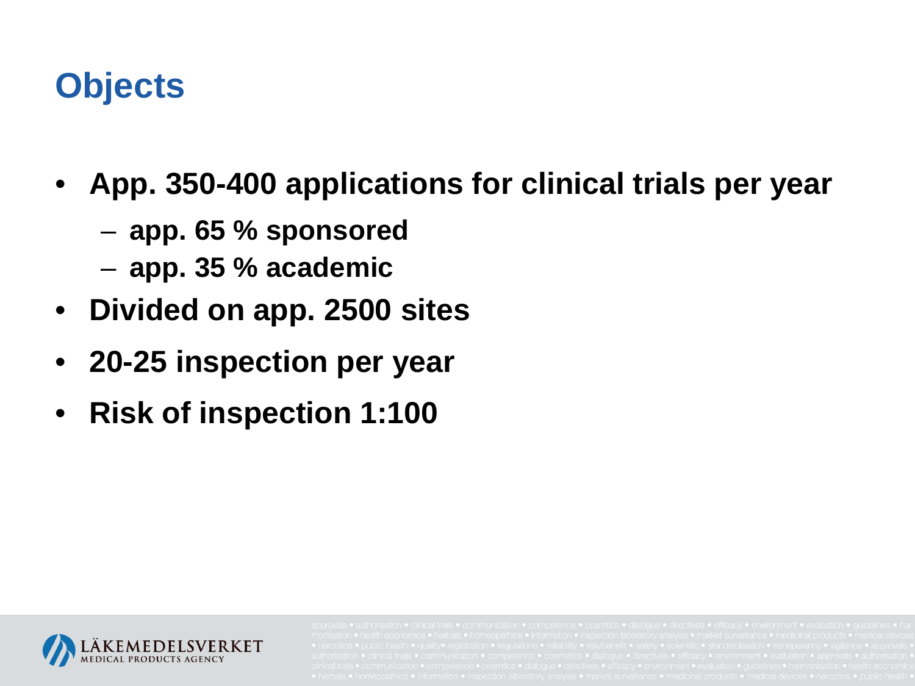# Objects

- App. 350-400 applications for clinical trials per year
  - app. 65 % sponsored
  - app. 35 % academic
- Divided on app. 2500 sites
- 20-25 inspection per year
- Risk of inspection 1:100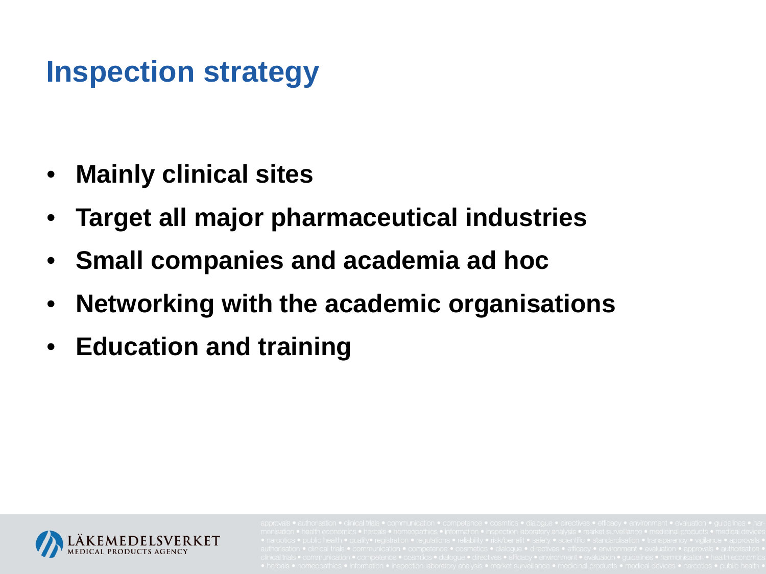# Inspection strategy

- **Mainly clinical sites**
- **Target all major pharmaceutical industries**
- **Small companies and academia ad hoc**
- **Networking with the academic organisations**
- **Education and training**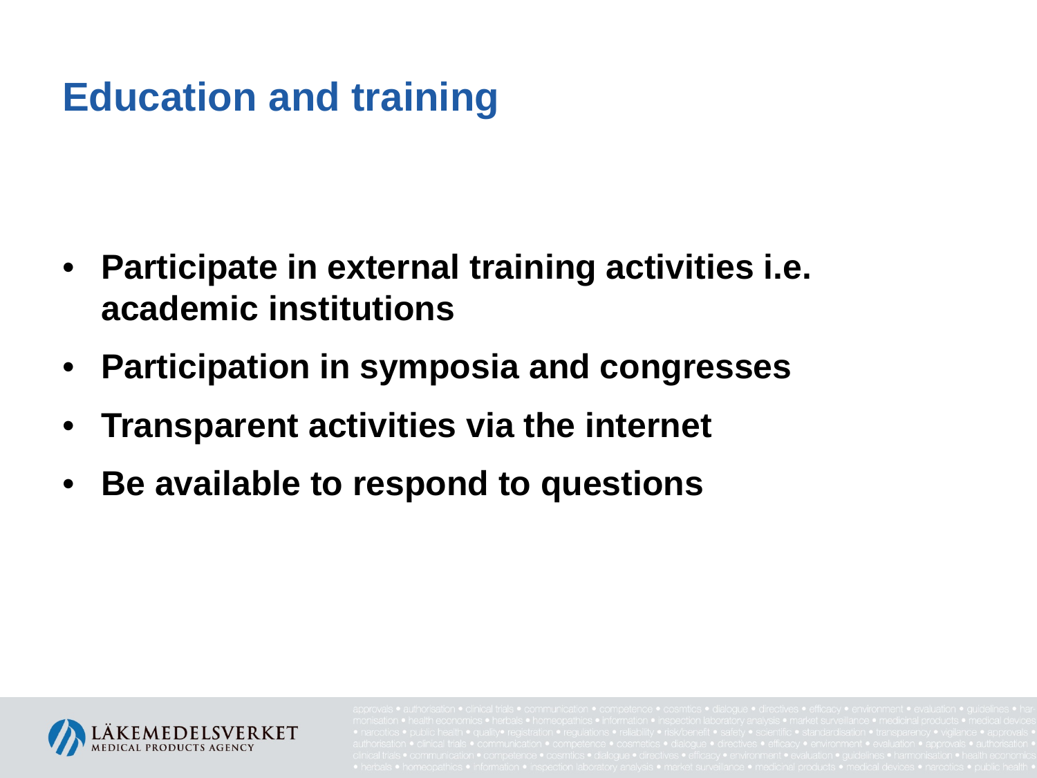# Education and training

- **Participate in external training activities i.e. academic institutions**
- **Participation in symposia and congresses**
- **Transparent activities via the internet**
- **Be available to respond to questions**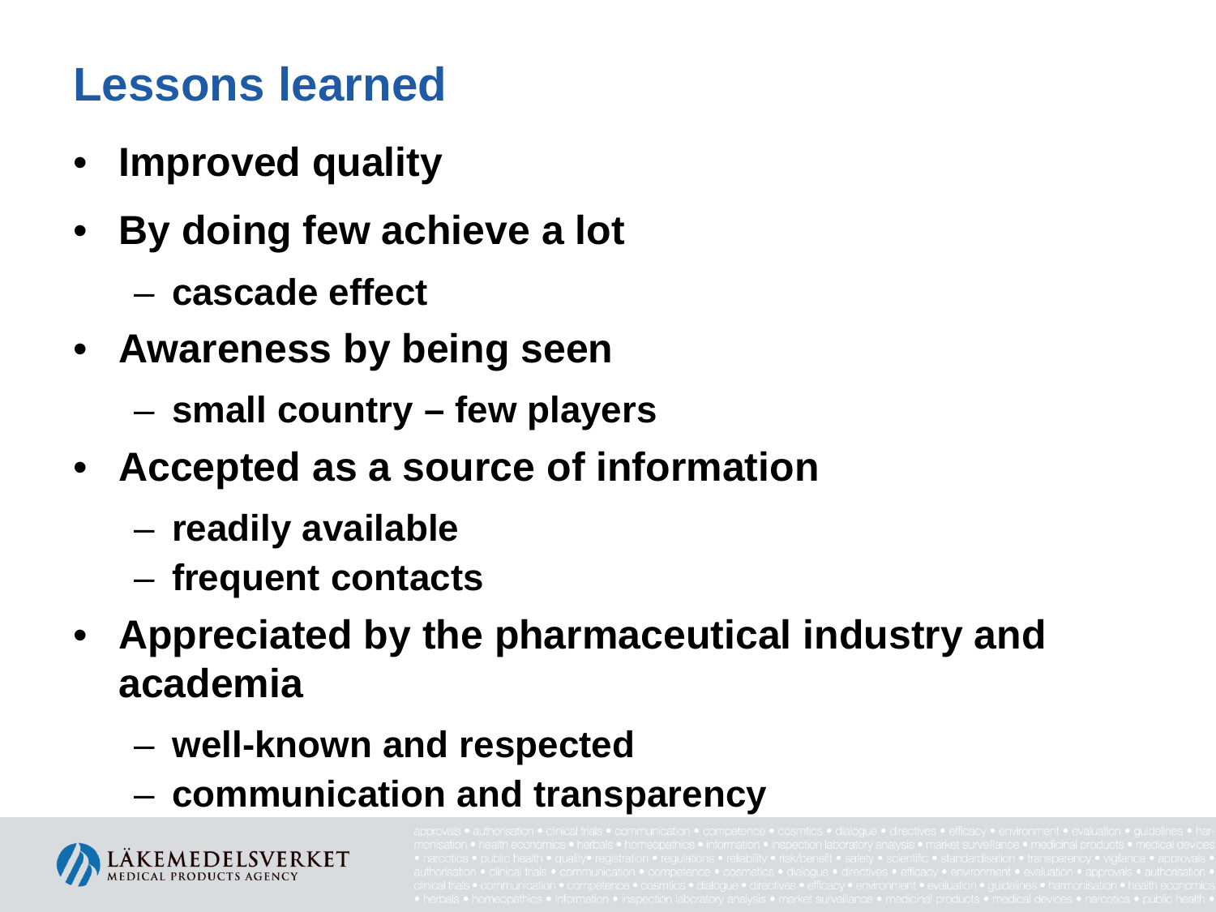# Lessons learned

- **Improved quality**
- **By doing few achieve a lot**
  - **cascade effect**
- **Awareness by being seen**
  - **small country – few players**
- **Accepted as a source of information**
  - **readily available**
  - **frequent contacts**
- **Appreciated by the pharmaceutical industry and academia**
  - **well-known and respected**
  - **communication and transparency**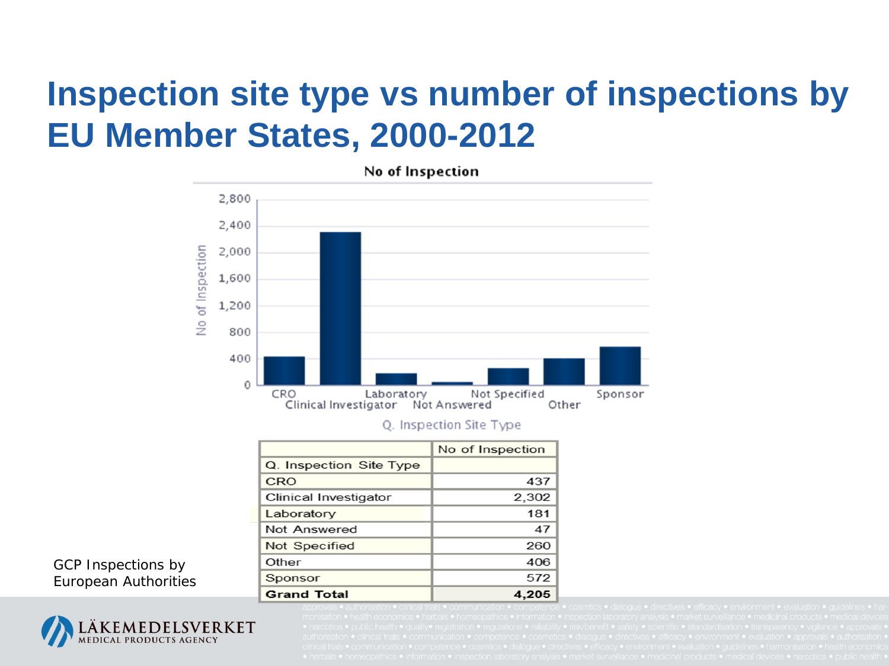# Inspection site type vs number of inspections by EU Member States, 2000-2012

| | No of Inspection |
|---|---|
| Q. Inspection Site Type | |
| CRO | 437 |
| Clinical Investigator | 2,302 |
| Laboratory | 181 |
| Not Answered | 47 |
| Not Specified | 260 |
| Other | 406 |
| Sponsor | 572 |
| **Grand Total** | **4,205** |

GCP Inspections by European Authorities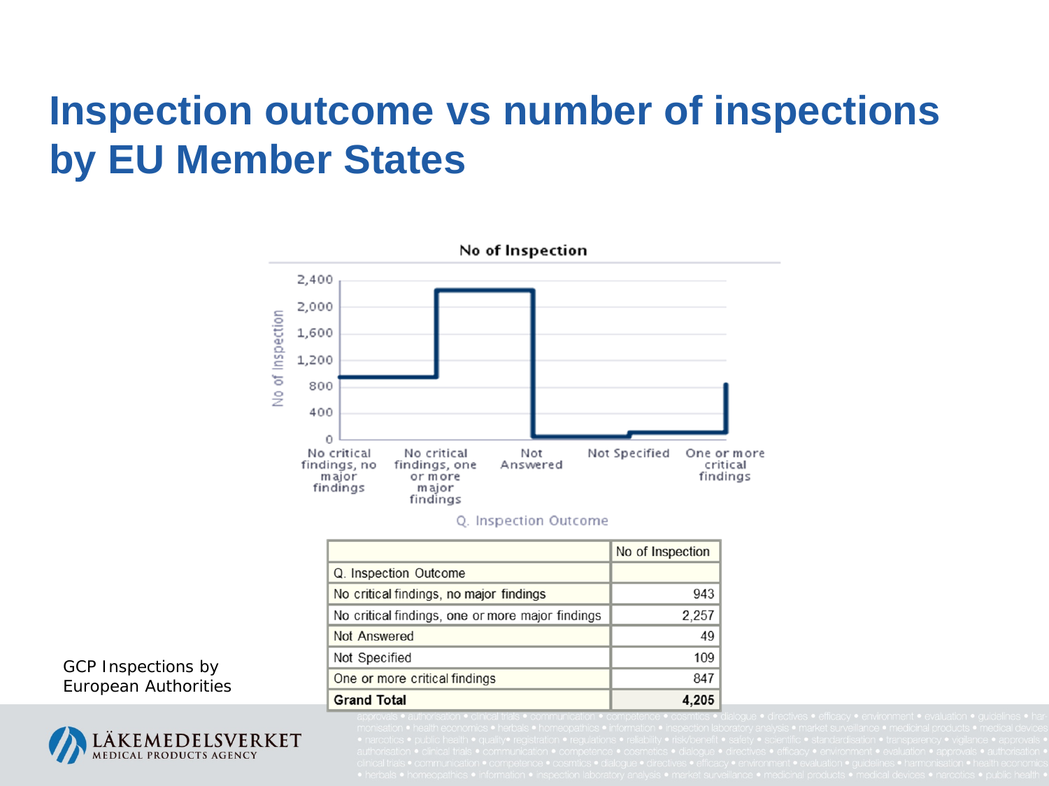# Inspection outcome vs number of inspections by EU Member States

No of Inspection

2,400
2,000
1,600
1,200
800
400
0

No of Inspection

No critical findings, no major findings
No critical findings, one or more major findings
Not Answered
Not Specified
One or more critical findings

Q. Inspection Outcome

| | No of Inspection |
|---|---|
| Q. Inspection Outcome | |
| No critical findings, no major findings | 943 |
| No critical findings, one or more major findings | 2,257 |
| Not Answered | 49 |
| Not Specified | 109 |
| One or more critical findings | 847 |
| **Grand Total** | **4,205** |

GCP Inspections by European Authorities